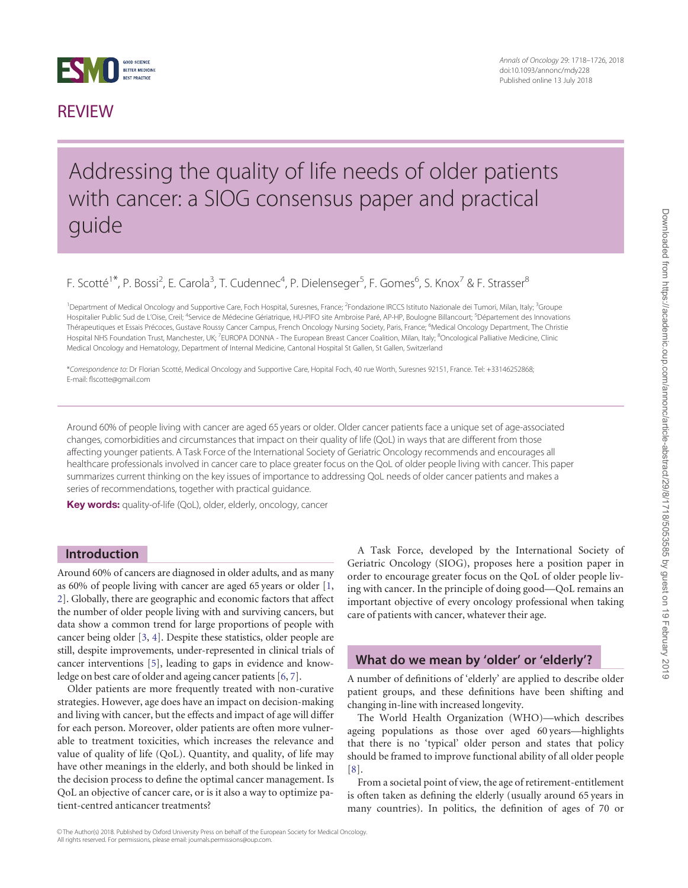REVIEW

# Addressing the quality of life needs of older patients with cancer: a SIOG consensus paper and practical guide

F. Scotté[1*], P. Bossi[2], E. Carola[3], T. Cudennec[4], P. Dielenseger[5], F. Gomes[6], S. Knox[7] & F. Strasser[8]

[1]Department of Medical Oncology and Supportive Care, Foch Hospital, Suresnes, France; [2]Fondazione IRCCS Istituto Nazionale dei Tumori, Milan, Italy; [3]Groupe Hospitalier Public Sud de L'Oise, Creil; [4]Service de Médecine Gériatrique, HU-PIFO site Ambroise Paré, AP-HP, Boulogne Billancourt; [5]Département des Innovations Thérapeutiques et Essais Précoces, Gustave Roussy Cancer Campus, French Oncology Nursing Society, Paris, France; [6]Medical Oncology Department, The Christie Hospital NHS Foundation Trust, Manchester, UK; [7]EUROPA DONNA - The European Breast Cancer Coalition, Milan, Italy; [8]Oncological Palliative Medicine, Clinic Medical Oncology and Hematology, Department of Internal Medicine, Cantonal Hospital St Gallen, St Gallen, Switzerland

*Correspondence to: Dr Florian Scotté, Medical Oncology and Supportive Care, Hopital Foch, 40 rue Worth, Suresnes 92151, France. Tel: +33146252868; E-mail: flscotte@gmail.com

Around 60% of people living with cancer are aged 65 years or older. Older cancer patients face a unique set of age-associated changes, comorbidities and circumstances that impact on their quality of life (QoL) in ways that are different from those affecting younger patients. A Task Force of the International Society of Geriatric Oncology recommends and encourages all healthcare professionals involved in cancer care to place greater focus on the QoL of older people living with cancer. This paper summarizes current thinking on the key issues of importance to addressing QoL needs of older cancer patients and makes a series of recommendations, together with practical guidance.

**Key words:** quality-of-life (QoL), older, elderly, oncology, cancer

## Introduction

Around 60% of cancers are diagnosed in older adults, and as many as 60% of people living with cancer are aged 65 years or older [1, 2]. Globally, there are geographic and economic factors that affect the number of older people living with and surviving cancers, but data show a common trend for large proportions of people with cancer being older [3, 4]. Despite these statistics, older people are still, despite improvements, under-represented in clinical trials of cancer interventions [5], leading to gaps in evidence and knowledge on best care of older and ageing cancer patients [6, 7].

Older patients are more frequently treated with non-curative strategies. However, age does have an impact on decision-making and living with cancer, but the effects and impact of age will differ for each person. Moreover, older patients are often more vulnerable to treatment toxicities, which increases the relevance and value of quality of life (QoL). Quantity, and quality, of life may have other meanings in the elderly, and both should be linked in the decision process to define the optimal cancer management. Is QoL an objective of cancer care, or is it also a way to optimize patient-centred anticancer treatments?

A Task Force, developed by the International Society of Geriatric Oncology (SIOG), proposes here a position paper in order to encourage greater focus on the QoL of older people living with cancer. In the principle of doing good—QoL remains an important objective of every oncology professional when taking care of patients with cancer, whatever their age.

## What do we mean by 'older' or 'elderly'?

A number of definitions of 'elderly' are applied to describe older patient groups, and these definitions have been shifting and changing in-line with increased longevity.

The World Health Organization (WHO)—which describes ageing populations as those over aged 60 years—highlights that there is no 'typical' older person and states that policy should be framed to improve functional ability of all older people [8].

From a societal point of view, the age of retirement-entitlement is often taken as defining the elderly (usually around 65 years in many countries). In politics, the definition of ages of 70 or

© The Author(s) 2018. Published by Oxford University Press on behalf of the European Society for Medical Oncology. All rights reserved. For permissions, please email: journals.permissions@oup.com.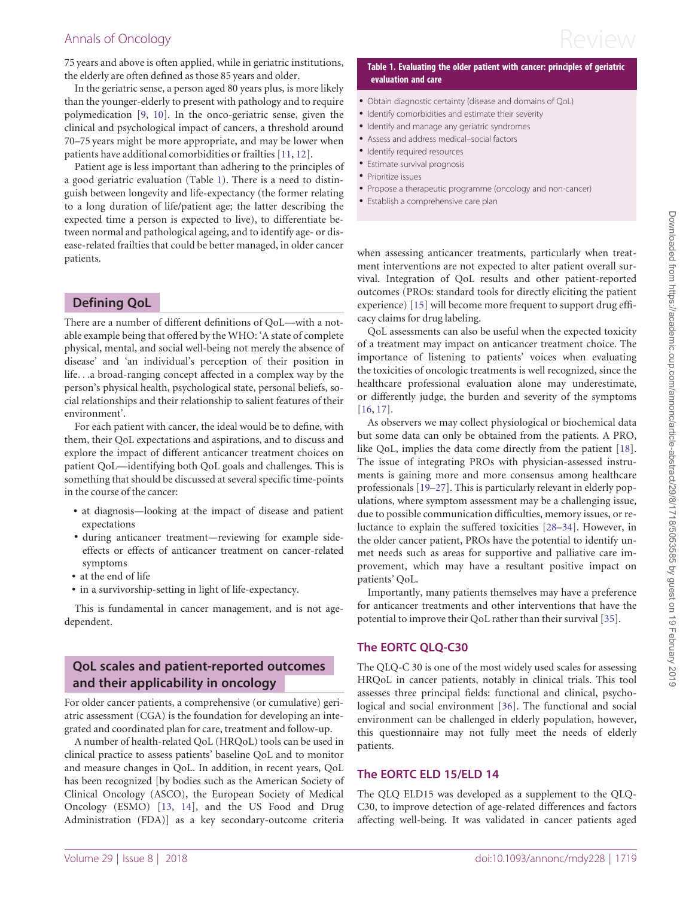75 years and above is often applied, while in geriatric institutions, the elderly are often defined as those 85 years and older.

In the geriatric sense, a person aged 80 years plus, is more likely than the younger-elderly to present with pathology and to require polymedication [9, 10]. In the onco-geriatric sense, given the clinical and psychological impact of cancers, a threshold around 70–75 years might be more appropriate, and may be lower when patients have additional comorbidities or frailties [11, 12].

Patient age is less important than adhering to the principles of a good geriatric evaluation (Table 1). There is a need to distinguish between longevity and life-expectancy (the former relating to a long duration of life/patient age; the latter describing the expected time a person is expected to live), to differentiate between normal and pathological ageing, and to identify age- or disease-related frailties that could be better managed, in older cancer patients.

**Table 1. Evaluating the older patient with cancer: principles of geriatric evaluation and care**

- Obtain diagnostic certainty (disease and domains of QoL)
- Identify comorbidities and estimate their severity
- Identify and manage any geriatric syndromes
- Assess and address medical–social factors
- Identify required resources
- Estimate survival prognosis
- Prioritize issues
- Propose a therapeutic programme (oncology and non-cancer)
- Establish a comprehensive care plan

## Defining QoL

There are a number of different definitions of QoL—with a notable example being that offered by the WHO: 'A state of complete physical, mental, and social well-being not merely the absence of disease' and 'an individual's perception of their position in life. . .a broad-ranging concept affected in a complex way by the person's physical health, psychological state, personal beliefs, social relationships and their relationship to salient features of their environment'.

For each patient with cancer, the ideal would be to define, with them, their QoL expectations and aspirations, and to discuss and explore the impact of different anticancer treatment choices on patient QoL—identifying both QoL goals and challenges. This is something that should be discussed at several specific time-points in the course of the cancer:

- at diagnosis—looking at the impact of disease and patient expectations
- during anticancer treatment—reviewing for example side-effects or effects of anticancer treatment on cancer-related symptoms
- at the end of life
- in a survivorship-setting in light of life-expectancy.

This is fundamental in cancer management, and is not age-dependent.

## QoL scales and patient-reported outcomes and their applicability in oncology

For older cancer patients, a comprehensive (or cumulative) geriatric assessment (CGA) is the foundation for developing an integrated and coordinated plan for care, treatment and follow-up.

A number of health-related QoL (HRQoL) tools can be used in clinical practice to assess patients' baseline QoL and to monitor and measure changes in QoL. In addition, in recent years, QoL has been recognized [by bodies such as the American Society of Clinical Oncology (ASCO), the European Society of Medical Oncology (ESMO) [13, 14], and the US Food and Drug Administration (FDA)] as a key secondary-outcome criteria when assessing anticancer treatments, particularly when treatment interventions are not expected to alter patient overall survival. Integration of QoL results and other patient-reported outcomes (PROs: standard tools for directly eliciting the patient experience) [15] will become more frequent to support drug efficacy claims for drug labeling.

QoL assessments can also be useful when the expected toxicity of a treatment may impact on anticancer treatment choice. The importance of listening to patients' voices when evaluating the toxicities of oncologic treatments is well recognized, since the healthcare professional evaluation alone may underestimate, or differently judge, the burden and severity of the symptoms [16, 17].

As observers we may collect physiological or biochemical data but some data can only be obtained from the patients. A PRO, like QoL, implies the data come directly from the patient [18]. The issue of integrating PROs with physician-assessed instruments is gaining more and more consensus among healthcare professionals [19–27]. This is particularly relevant in elderly populations, where symptom assessment may be a challenging issue, due to possible communication difficulties, memory issues, or reluctance to explain the suffered toxicities [28–34]. However, in the older cancer patient, PROs have the potential to identify unmet needs such as areas for supportive and palliative care improvement, which may have a resultant positive impact on patients' QoL.

Importantly, many patients themselves may have a preference for anticancer treatments and other interventions that have the potential to improve their QoL rather than their survival [35].

### The EORTC QLQ-C30

The QLQ-C 30 is one of the most widely used scales for assessing HRQoL in cancer patients, notably in clinical trials. This tool assesses three principal fields: functional and clinical, psychological and social environment [36]. The functional and social environment can be challenged in elderly population, however, this questionnaire may not fully meet the needs of elderly patients.

### The EORTC ELD 15/ELD 14

The QLQ ELD15 was developed as a supplement to the QLQ-C30, to improve detection of age-related differences and factors affecting well-being. It was validated in cancer patients aged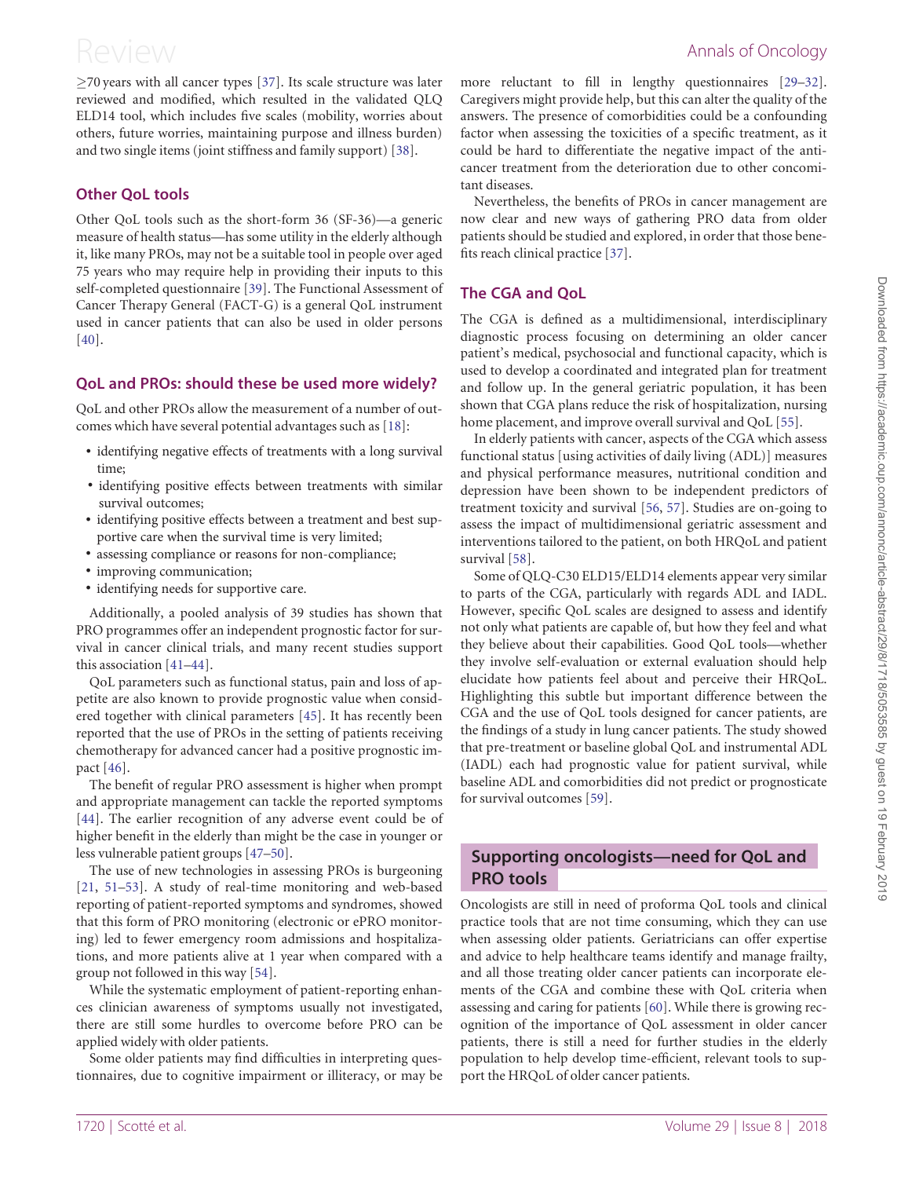≥70 years with all cancer types [37]. Its scale structure was later reviewed and modified, which resulted in the validated QLQ ELD14 tool, which includes five scales (mobility, worries about others, future worries, maintaining purpose and illness burden) and two single items (joint stiffness and family support) [38].

### Other QoL tools

Other QoL tools such as the short-form 36 (SF-36)—a generic measure of health status—has some utility in the elderly although it, like many PROs, may not be a suitable tool in people over aged 75 years who may require help in providing their inputs to this self-completed questionnaire [39]. The Functional Assessment of Cancer Therapy General (FACT-G) is a general QoL instrument used in cancer patients that can also be used in older persons [40].

### QoL and PROs: should these be used more widely?

QoL and other PROs allow the measurement of a number of outcomes which have several potential advantages such as [18]:

- identifying negative effects of treatments with a long survival time;
- identifying positive effects between treatments with similar survival outcomes;
- identifying positive effects between a treatment and best supportive care when the survival time is very limited;
- assessing compliance or reasons for non-compliance;
- improving communication;
- identifying needs for supportive care.

Additionally, a pooled analysis of 39 studies has shown that PRO programmes offer an independent prognostic factor for survival in cancer clinical trials, and many recent studies support this association [41–44].

QoL parameters such as functional status, pain and loss of appetite are also known to provide prognostic value when considered together with clinical parameters [45]. It has recently been reported that the use of PROs in the setting of patients receiving chemotherapy for advanced cancer had a positive prognostic impact [46].

The benefit of regular PRO assessment is higher when prompt and appropriate management can tackle the reported symptoms [44]. The earlier recognition of any adverse event could be of higher benefit in the elderly than might be the case in younger or less vulnerable patient groups [47–50].

The use of new technologies in assessing PROs is burgeoning [21, 51–53]. A study of real-time monitoring and web-based reporting of patient-reported symptoms and syndromes, showed that this form of PRO monitoring (electronic or ePRO monitoring) led to fewer emergency room admissions and hospitalizations, and more patients alive at 1 year when compared with a group not followed in this way [54].

While the systematic employment of patient-reporting enhances clinician awareness of symptoms usually not investigated, there are still some hurdles to overcome before PRO can be applied widely with older patients.

Some older patients may find difficulties in interpreting questionnaires, due to cognitive impairment or illiteracy, or may be more reluctant to fill in lengthy questionnaires [29–32]. Caregivers might provide help, but this can alter the quality of the answers. The presence of comorbidities could be a confounding factor when assessing the toxicities of a specific treatment, as it could be hard to differentiate the negative impact of the anticancer treatment from the deterioration due to other concomitant diseases.

Nevertheless, the benefits of PROs in cancer management are now clear and new ways of gathering PRO data from older patients should be studied and explored, in order that those benefits reach clinical practice [37].

### The CGA and QoL

The CGA is defined as a multidimensional, interdisciplinary diagnostic process focusing on determining an older cancer patient's medical, psychosocial and functional capacity, which is used to develop a coordinated and integrated plan for treatment and follow up. In the general geriatric population, it has been shown that CGA plans reduce the risk of hospitalization, nursing home placement, and improve overall survival and QoL [55].

In elderly patients with cancer, aspects of the CGA which assess functional status [using activities of daily living (ADL)] measures and physical performance measures, nutritional condition and depression have been shown to be independent predictors of treatment toxicity and survival [56, 57]. Studies are on-going to assess the impact of multidimensional geriatric assessment and interventions tailored to the patient, on both HRQoL and patient survival [58].

Some of QLQ-C30 ELD15/ELD14 elements appear very similar to parts of the CGA, particularly with regards ADL and IADL. However, specific QoL scales are designed to assess and identify not only what patients are capable of, but how they feel and what they believe about their capabilities. Good QoL tools—whether they involve self-evaluation or external evaluation should help elucidate how patients feel about and perceive their HRQoL. Highlighting this subtle but important difference between the CGA and the use of QoL tools designed for cancer patients, are the findings of a study in lung cancer patients. The study showed that pre-treatment or baseline global QoL and instrumental ADL (IADL) each had prognostic value for patient survival, while baseline ADL and comorbidities did not predict or prognosticate for survival outcomes [59].

## Supporting oncologists—need for QoL and PRO tools

Oncologists are still in need of proforma QoL tools and clinical practice tools that are not time consuming, which they can use when assessing older patients. Geriatricians can offer expertise and advice to help healthcare teams identify and manage frailty, and all those treating older cancer patients can incorporate elements of the CGA and combine these with QoL criteria when assessing and caring for patients [60]. While there is growing recognition of the importance of QoL assessment in older cancer patients, there is still a need for further studies in the elderly population to help develop time-efficient, relevant tools to support the HRQoL of older cancer patients.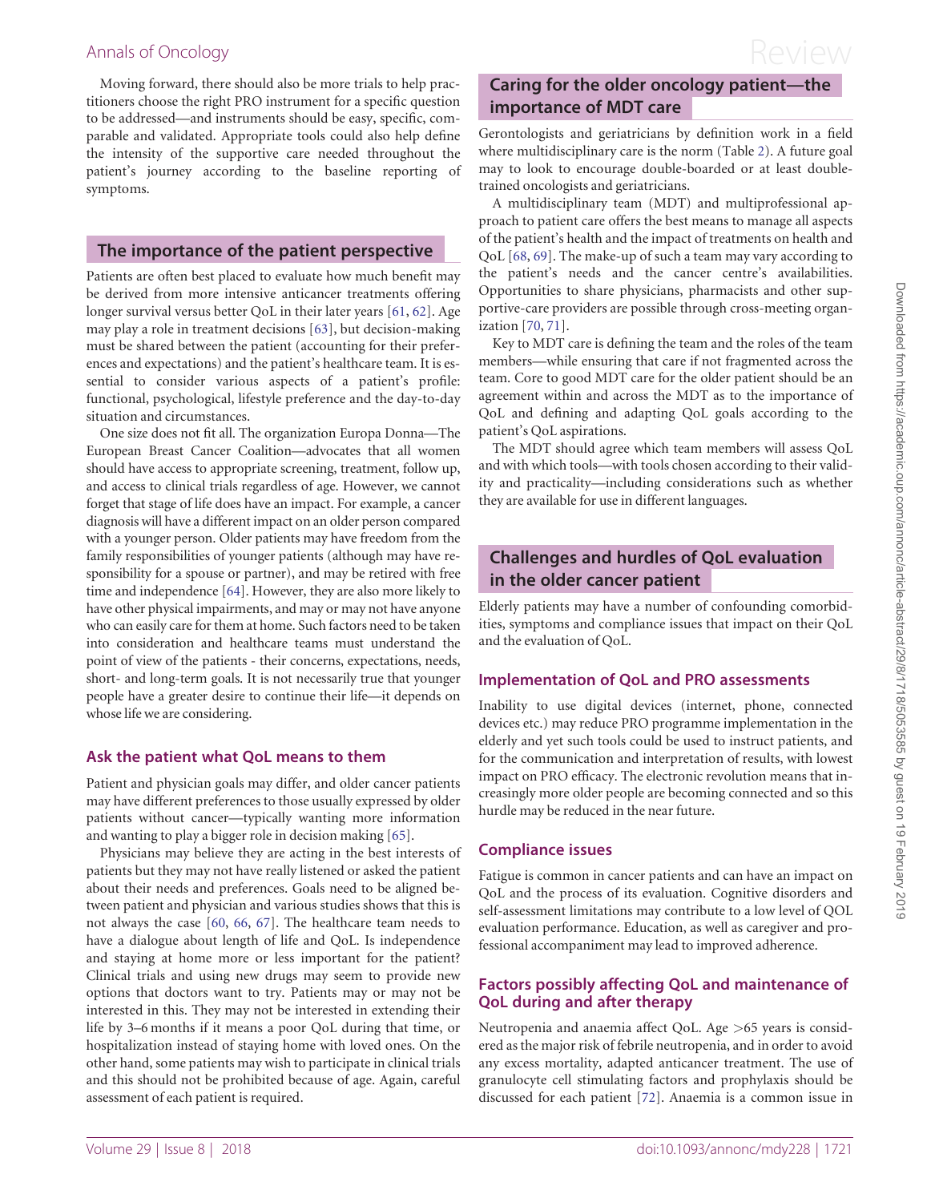Moving forward, there should also be more trials to help practitioners choose the right PRO instrument for a specific question to be addressed—and instruments should be easy, specific, comparable and validated. Appropriate tools could also help define the intensity of the supportive care needed throughout the patient's journey according to the baseline reporting of symptoms.

## The importance of the patient perspective

Patients are often best placed to evaluate how much benefit may be derived from more intensive anticancer treatments offering longer survival versus better QoL in their later years [61, 62]. Age may play a role in treatment decisions [63], but decision-making must be shared between the patient (accounting for their preferences and expectations) and the patient's healthcare team. It is essential to consider various aspects of a patient's profile: functional, psychological, lifestyle preference and the day-to-day situation and circumstances.

One size does not fit all. The organization Europa Donna—The European Breast Cancer Coalition—advocates that all women should have access to appropriate screening, treatment, follow up, and access to clinical trials regardless of age. However, we cannot forget that stage of life does have an impact. For example, a cancer diagnosis will have a different impact on an older person compared with a younger person. Older patients may have freedom from the family responsibilities of younger patients (although may have responsibility for a spouse or partner), and may be retired with free time and independence [64]. However, they are also more likely to have other physical impairments, and may or may not have anyone who can easily care for them at home. Such factors need to be taken into consideration and healthcare teams must understand the point of view of the patients - their concerns, expectations, needs, short- and long-term goals. It is not necessarily true that younger people have a greater desire to continue their life—it depends on whose life we are considering.

### Ask the patient what QoL means to them

Patient and physician goals may differ, and older cancer patients may have different preferences to those usually expressed by older patients without cancer—typically wanting more information and wanting to play a bigger role in decision making [65].

Physicians may believe they are acting in the best interests of patients but they may not have really listened or asked the patient about their needs and preferences. Goals need to be aligned between patient and physician and various studies shows that this is not always the case [60, 66, 67]. The healthcare team needs to have a dialogue about length of life and QoL. Is independence and staying at home more or less important for the patient? Clinical trials and using new drugs may seem to provide new options that doctors want to try. Patients may or may not be interested in this. They may not be interested in extending their life by 3–6 months if it means a poor QoL during that time, or hospitalization instead of staying home with loved ones. On the other hand, some patients may wish to participate in clinical trials and this should not be prohibited because of age. Again, careful assessment of each patient is required.

## Caring for the older oncology patient—the importance of MDT care

Gerontologists and geriatricians by definition work in a field where multidisciplinary care is the norm (Table 2). A future goal may to look to encourage double-boarded or at least double-trained oncologists and geriatricians.

A multidisciplinary team (MDT) and multiprofessional approach to patient care offers the best means to manage all aspects of the patient's health and the impact of treatments on health and QoL [68, 69]. The make-up of such a team may vary according to the patient's needs and the cancer centre's availabilities. Opportunities to share physicians, pharmacists and other supportive-care providers are possible through cross-meeting organization [70, 71].

Key to MDT care is defining the team and the roles of the team members—while ensuring that care if not fragmented across the team. Core to good MDT care for the older patient should be an agreement within and across the MDT as to the importance of QoL and defining and adapting QoL goals according to the patient's QoL aspirations.

The MDT should agree which team members will assess QoL and with which tools—with tools chosen according to their validity and practicality—including considerations such as whether they are available for use in different languages.

## Challenges and hurdles of QoL evaluation in the older cancer patient

Elderly patients may have a number of confounding comorbidities, symptoms and compliance issues that impact on their QoL and the evaluation of QoL.

### Implementation of QoL and PRO assessments

Inability to use digital devices (internet, phone, connected devices etc.) may reduce PRO programme implementation in the elderly and yet such tools could be used to instruct patients, and for the communication and interpretation of results, with lowest impact on PRO efficacy. The electronic revolution means that increasingly more older people are becoming connected and so this hurdle may be reduced in the near future.

### Compliance issues

Fatigue is common in cancer patients and can have an impact on QoL and the process of its evaluation. Cognitive disorders and self-assessment limitations may contribute to a low level of QOL evaluation performance. Education, as well as caregiver and professional accompaniment may lead to improved adherence.

### Factors possibly affecting QoL and maintenance of QoL during and after therapy

Neutropenia and anaemia affect QoL. Age >65 years is considered as the major risk of febrile neutropenia, and in order to avoid any excess mortality, adapted anticancer treatment. The use of granulocyte cell stimulating factors and prophylaxis should be discussed for each patient [72]. Anaemia is a common issue in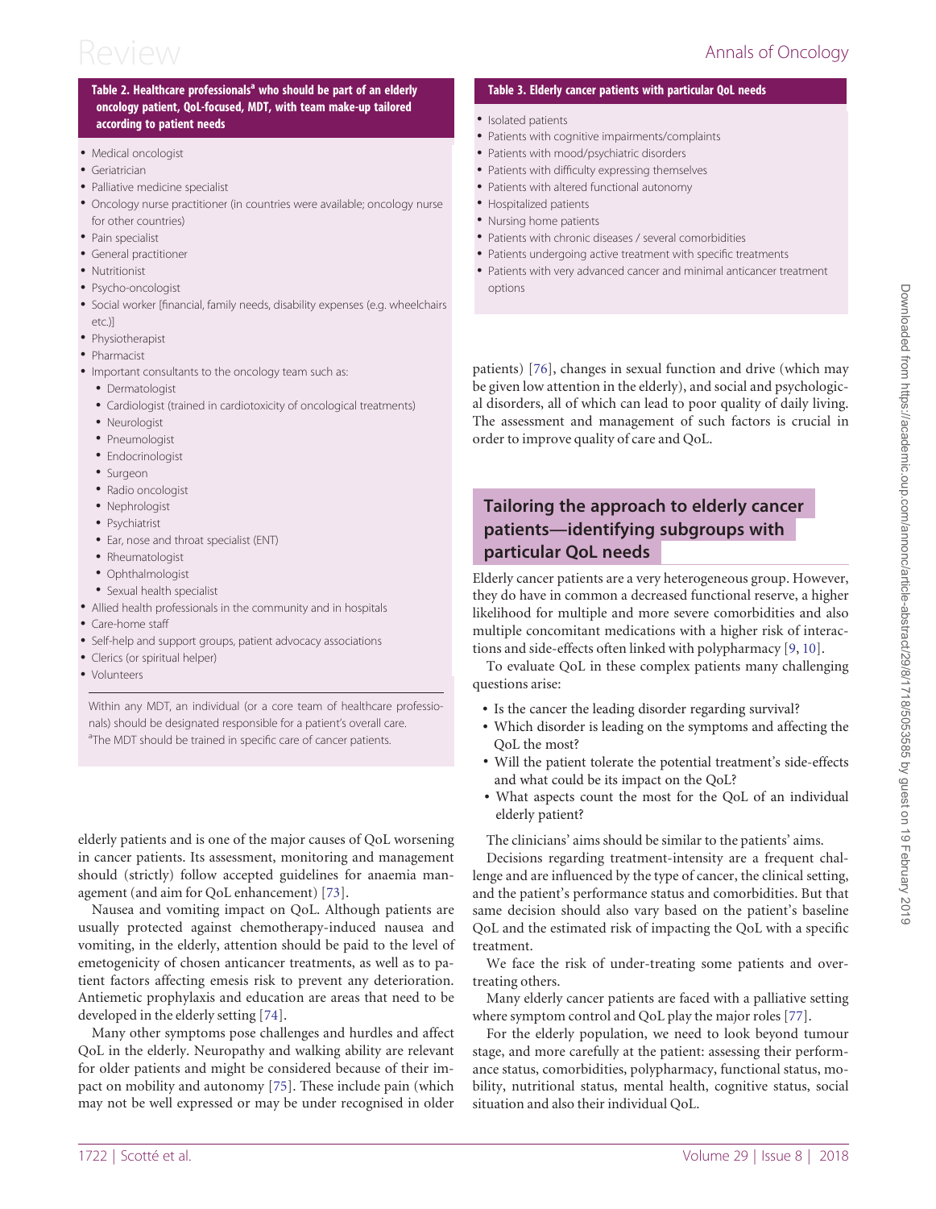**Table 2. Healthcare professionals[a] who should be part of an elderly oncology patient, QoL-focused, MDT, with team make-up tailored according to patient needs**

- Medical oncologist
- Geriatrician
- Palliative medicine specialist
- Oncology nurse practitioner (in countries were available; oncology nurse for other countries)
- Pain specialist
- General practitioner
- Nutritionist
- Psycho-oncologist
- Social worker [financial, family needs, disability expenses (e.g. wheelchairs etc.)]
- Physiotherapist
- Pharmacist
- Important consultants to the oncology team such as:
  - Dermatologist
  - Cardiologist (trained in cardiotoxicity of oncological treatments)
  - Neurologist
  - Pneumologist
  - Endocrinologist
  - Surgeon
  - Radio oncologist
  - Nephrologist
  - Psychiatrist
  - Ear, nose and throat specialist (ENT)
  - Rheumatologist
  - Ophthalmologist
  - Sexual health specialist
- Allied health professionals in the community and in hospitals
- Care-home staff
- Self-help and support groups, patient advocacy associations
- Clerics (or spiritual helper)
- Volunteers

Within any MDT, an individual (or a core team of healthcare professionals) should be designated responsible for a patient's overall care.
[a]The MDT should be trained in specific care of cancer patients.

elderly patients and is one of the major causes of QoL worsening in cancer patients. Its assessment, monitoring and management should (strictly) follow accepted guidelines for anaemia management (and aim for QoL enhancement) [73].

Nausea and vomiting impact on QoL. Although patients are usually protected against chemotherapy-induced nausea and vomiting, in the elderly, attention should be paid to the level of emetogenicity of chosen anticancer treatments, as well as to patient factors affecting emesis risk to prevent any deterioration. Antiemetic prophylaxis and education are areas that need to be developed in the elderly setting [74].

Many other symptoms pose challenges and hurdles and affect QoL in the elderly. Neuropathy and walking ability are relevant for older patients and might be considered because of their impact on mobility and autonomy [75]. These include pain (which may not be well expressed or may be under recognised in older patients) [76], changes in sexual function and drive (which may be given low attention in the elderly), and social and psychological disorders, all of which can lead to poor quality of daily living. The assessment and management of such factors is crucial in order to improve quality of care and QoL.

**Table 3. Elderly cancer patients with particular QoL needs**

- Isolated patients
- Patients with cognitive impairments/complaints
- Patients with mood/psychiatric disorders
- Patients with difficulty expressing themselves
- Patients with altered functional autonomy
- Hospitalized patients
- Nursing home patients
- Patients with chronic diseases / several comorbidities
- Patients undergoing active treatment with specific treatments
- Patients with very advanced cancer and minimal anticancer treatment options

## Tailoring the approach to elderly cancer patients—identifying subgroups with particular QoL needs

Elderly cancer patients are a very heterogeneous group. However, they do have in common a decreased functional reserve, a higher likelihood for multiple and more severe comorbidities and also multiple concomitant medications with a higher risk of interactions and side-effects often linked with polypharmacy [9, 10].

To evaluate QoL in these complex patients many challenging questions arise:

- Is the cancer the leading disorder regarding survival?
- Which disorder is leading on the symptoms and affecting the QoL the most?
- Will the patient tolerate the potential treatment's side-effects and what could be its impact on the QoL?
- What aspects count the most for the QoL of an individual elderly patient?

The clinicians' aims should be similar to the patients' aims.

Decisions regarding treatment-intensity are a frequent challenge and are influenced by the type of cancer, the clinical setting, and the patient's performance status and comorbidities. But that same decision should also vary based on the patient's baseline QoL and the estimated risk of impacting the QoL with a specific treatment.

We face the risk of under-treating some patients and over-treating others.

Many elderly cancer patients are faced with a palliative setting where symptom control and QoL play the major roles [77].

For the elderly population, we need to look beyond tumour stage, and more carefully at the patient: assessing their performance status, comorbidities, polypharmacy, functional status, mobility, nutritional status, mental health, cognitive status, social situation and also their individual QoL.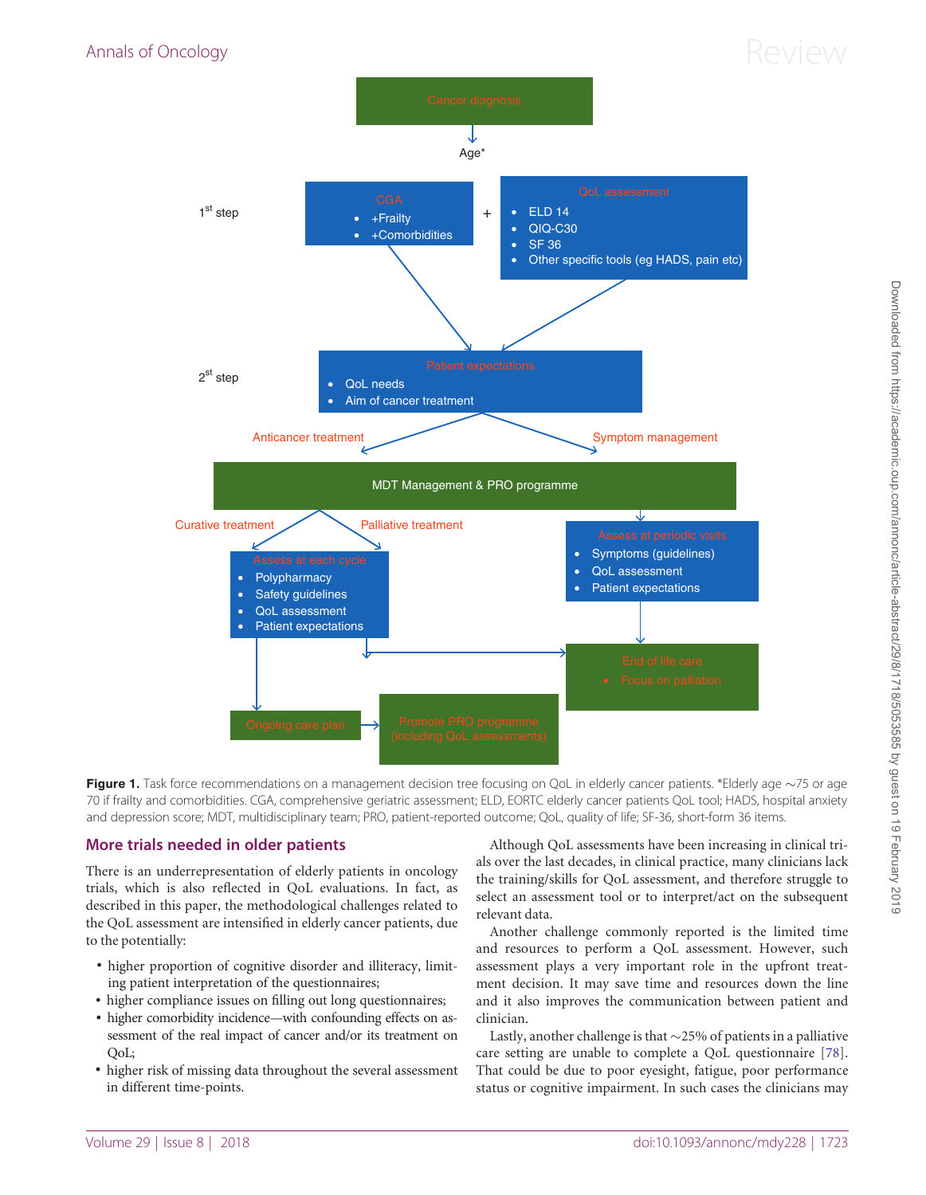Cancer diagnosis

Age*

1st step

**CGA**
- +Frailty
- +Comorbidities

+

**QoL assessment**
- ELD 14
- QIQ-C30
- SF 36
- Other specific tools (eg HADS, pain etc)

2st step

**Patient expectations**
- QoL needs
- Aim of cancer treatment

Anticancer treatment

Symptom management

MDT Management & PRO programme

Curative treatment

Palliative treatment

**Assess at each cycle**
- Polypharmacy
- Safety guidelines
- QoL assessment
- Patient expectations

**Assess at periodic visits**
- Symptoms (guidelines)
- QoL assessment
- Patient expectations

**End of life care**
- Focus on palliation

Ongoing care plan

Promote PRO programme (including QoL assessments)

**Figure 1.** Task force recommendations on a management decision tree focusing on QoL in elderly cancer patients. *Elderly age ~75 or age 70 if frailty and comorbidities. CGA, comprehensive geriatric assessment; ELD, EORTC elderly cancer patients QoL tool; HADS, hospital anxiety and depression score; MDT, multidisciplinary team; PRO, patient-reported outcome; QoL, quality of life; SF-36, short-form 36 items.

## More trials needed in older patients

There is an underrepresentation of elderly patients in oncology trials, which is also reflected in QoL evaluations. In fact, as described in this paper, the methodological challenges related to the QoL assessment are intensified in elderly cancer patients, due to the potentially:

- higher proportion of cognitive disorder and illiteracy, limiting patient interpretation of the questionnaires;
- higher compliance issues on filling out long questionnaires;
- higher comorbidity incidence—with confounding effects on assessment of the real impact of cancer and/or its treatment on QoL;
- higher risk of missing data throughout the several assessment in different time-points.

Although QoL assessments have been increasing in clinical trials over the last decades, in clinical practice, many clinicians lack the training/skills for QoL assessment, and therefore struggle to select an assessment tool or to interpret/act on the subsequent relevant data.

Another challenge commonly reported is the limited time and resources to perform a QoL assessment. However, such assessment plays a very important role in the upfront treatment decision. It may save time and resources down the line and it also improves the communication between patient and clinician.

Lastly, another challenge is that ~25% of patients in a palliative care setting are unable to complete a QoL questionnaire [78]. That could be due to poor eyesight, fatigue, poor performance status or cognitive impairment. In such cases the clinicians may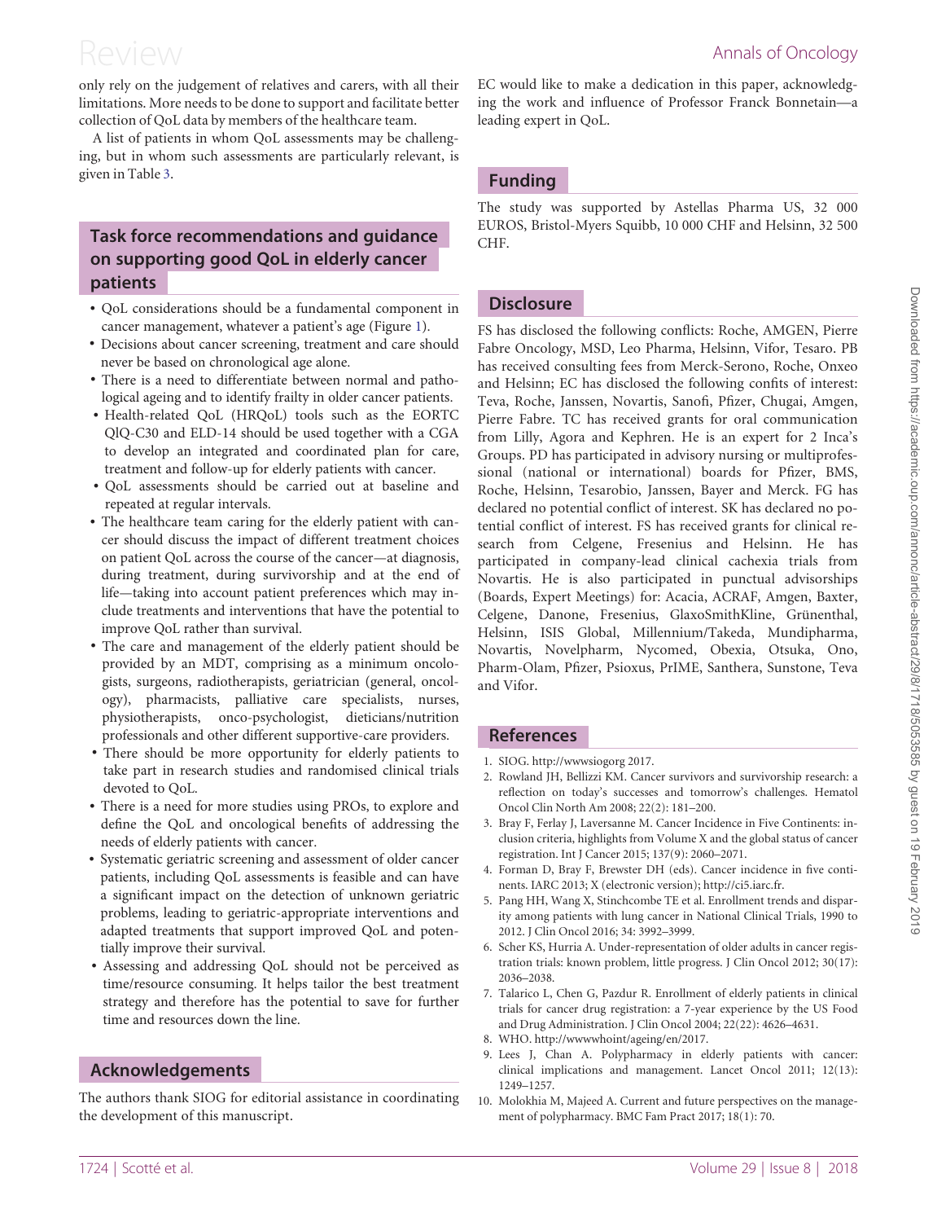only rely on the judgement of relatives and carers, with all their limitations. More needs to be done to support and facilitate better collection of QoL data by members of the healthcare team.

A list of patients in whom QoL assessments may be challenging, but in whom such assessments are particularly relevant, is given in Table 3.

## Task force recommendations and guidance on supporting good QoL in elderly cancer patients

- QoL considerations should be a fundamental component in cancer management, whatever a patient's age (Figure 1).
- Decisions about cancer screening, treatment and care should never be based on chronological age alone.
- There is a need to differentiate between normal and pathological ageing and to identify frailty in older cancer patients.
- Health-related QoL (HRQoL) tools such as the EORTC QlQ-C30 and ELD-14 should be used together with a CGA to develop an integrated and coordinated plan for care, treatment and follow-up for elderly patients with cancer.
- QoL assessments should be carried out at baseline and repeated at regular intervals.
- The healthcare team caring for the elderly patient with cancer should discuss the impact of different treatment choices on patient QoL across the course of the cancer—at diagnosis, during treatment, during survivorship and at the end of life—taking into account patient preferences which may include treatments and interventions that have the potential to improve QoL rather than survival.
- The care and management of the elderly patient should be provided by an MDT, comprising as a minimum oncologists, surgeons, radiotherapists, geriatrician (general, oncology), pharmacists, palliative care specialists, nurses, physiotherapists, onco-psychologist, dieticians/nutrition professionals and other different supportive-care providers.
- There should be more opportunity for elderly patients to take part in research studies and randomised clinical trials devoted to QoL.
- There is a need for more studies using PROs, to explore and define the QoL and oncological benefits of addressing the needs of elderly patients with cancer.
- Systematic geriatric screening and assessment of older cancer patients, including QoL assessments is feasible and can have a significant impact on the detection of unknown geriatric problems, leading to geriatric-appropriate interventions and adapted treatments that support improved QoL and potentially improve their survival.
- Assessing and addressing QoL should not be perceived as time/resource consuming. It helps tailor the best treatment strategy and therefore has the potential to save for further time and resources down the line.

## Acknowledgements

The authors thank SIOG for editorial assistance in coordinating the development of this manuscript.

EC would like to make a dedication in this paper, acknowledging the work and influence of Professor Franck Bonnetain—a leading expert in QoL.

## Funding

The study was supported by Astellas Pharma US, 32 000 EUROS, Bristol-Myers Squibb, 10 000 CHF and Helsinn, 32 500 CHF.

## Disclosure

FS has disclosed the following conflicts: Roche, AMGEN, Pierre Fabre Oncology, MSD, Leo Pharma, Helsinn, Vifor, Tesaro. PB has received consulting fees from Merck-Serono, Roche, Onxeo and Helsinn; EC has disclosed the following confits of interest: Teva, Roche, Janssen, Novartis, Sanofi, Pfizer, Chugai, Amgen, Pierre Fabre. TC has received grants for oral communication from Lilly, Agora and Kephren. He is an expert for 2 Inca's Groups. PD has participated in advisory nursing or multiprofessional (national or international) boards for Pfizer, BMS, Roche, Helsinn, Tesarobio, Janssen, Bayer and Merck. FG has declared no potential conflict of interest. SK has declared no potential conflict of interest. FS has received grants for clinical research from Celgene, Fresenius and Helsinn. He has participated in company-lead clinical cachexia trials from Novartis. He is also participated in punctual advisorships (Boards, Expert Meetings) for: Acacia, ACRAF, Amgen, Baxter, Celgene, Danone, Fresenius, GlaxoSmithKline, Grünenthal, Helsinn, ISIS Global, Millennium/Takeda, Mundipharma, Novartis, Novelpharm, Nycomed, Obexia, Otsuka, Ono, Pharm-Olam, Pfizer, Psioxus, PrIME, Santhera, Sunstone, Teva and Vifor.

## References

1. SIOG. http://wwwsiogorg 2017.
2. Rowland JH, Bellizzi KM. Cancer survivors and survivorship research: a reflection on today's successes and tomorrow's challenges. Hematol Oncol Clin North Am 2008; 22(2): 181–200.
3. Bray F, Ferlay J, Laversanne M. Cancer Incidence in Five Continents: inclusion criteria, highlights from Volume X and the global status of cancer registration. Int J Cancer 2015; 137(9): 2060–2071.
4. Forman D, Bray F, Brewster DH (eds). Cancer incidence in five continents. IARC 2013; X (electronic version); http://ci5.iarc.fr.
5. Pang HH, Wang X, Stinchcombe TE et al. Enrollment trends and disparity among patients with lung cancer in National Clinical Trials, 1990 to 2012. J Clin Oncol 2016; 34: 3992–3999.
6. Scher KS, Hurria A. Under-representation of older adults in cancer registration trials: known problem, little progress. J Clin Oncol 2012; 30(17): 2036–2038.
7. Talarico L, Chen G, Pazdur R. Enrollment of elderly patients in clinical trials for cancer drug registration: a 7-year experience by the US Food and Drug Administration. J Clin Oncol 2004; 22(22): 4626–4631.
8. WHO. http://wwwwhoint/ageing/en/2017.
9. Lees J, Chan A. Polypharmacy in elderly patients with cancer: clinical implications and management. Lancet Oncol 2011; 12(13): 1249–1257.
10. Molokhia M, Majeed A. Current and future perspectives on the management of polypharmacy. BMC Fam Pract 2017; 18(1): 70.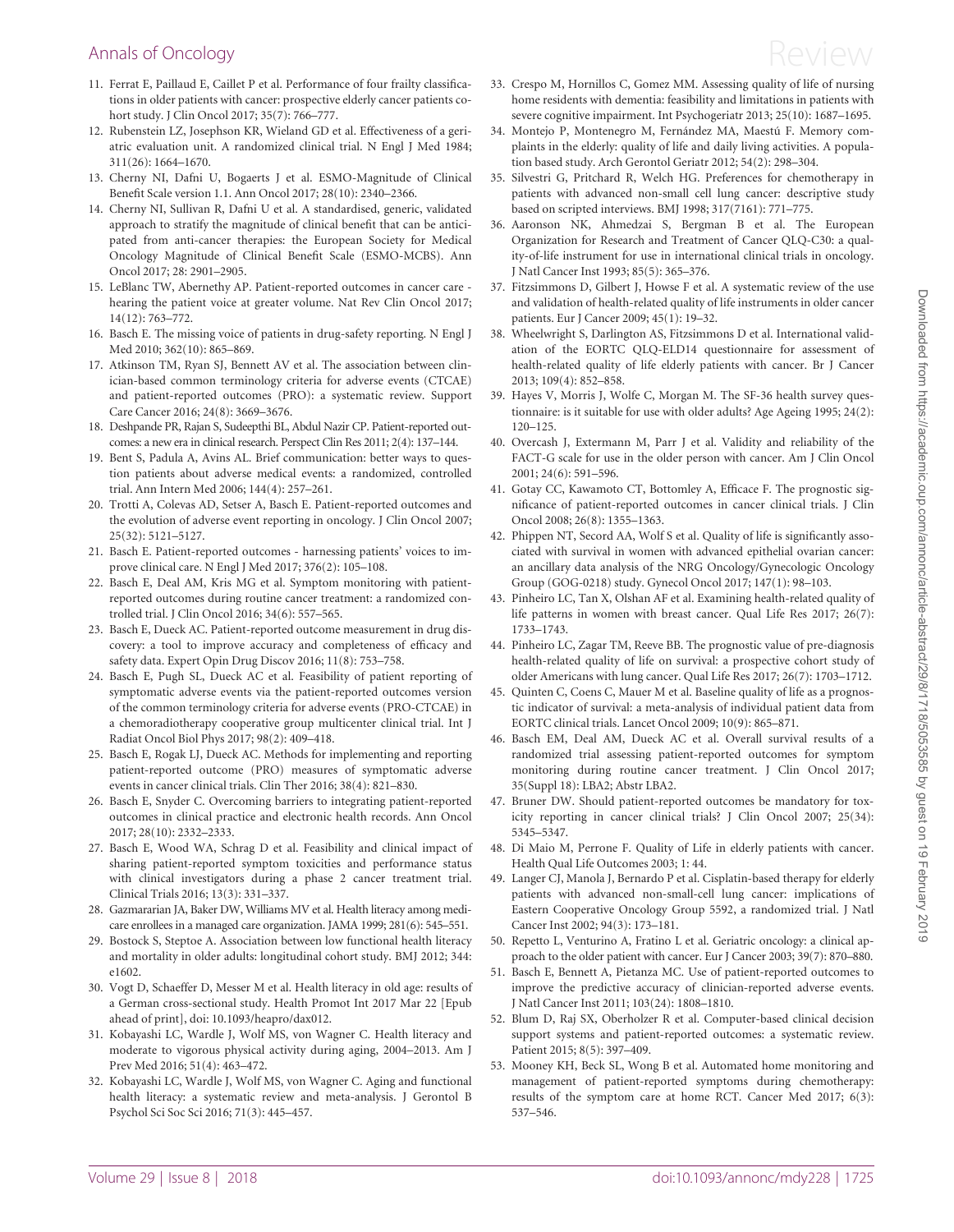11. Ferrat E, Paillaud E, Caillet P et al. Performance of four frailty classifications in older patients with cancer: prospective elderly cancer patients cohort study. J Clin Oncol 2017; 35(7): 766–777.
12. Rubenstein LZ, Josephson KR, Wieland GD et al. Effectiveness of a geriatric evaluation unit. A randomized clinical trial. N Engl J Med 1984; 311(26): 1664–1670.
13. Cherny NI, Dafni U, Bogaerts J et al. ESMO-Magnitude of Clinical Benefit Scale version 1.1. Ann Oncol 2017; 28(10): 2340–2366.
14. Cherny NI, Sullivan R, Dafni U et al. A standardised, generic, validated approach to stratify the magnitude of clinical benefit that can be anticipated from anti-cancer therapies: the European Society for Medical Oncology Magnitude of Clinical Benefit Scale (ESMO-MCBS). Ann Oncol 2017; 28: 2901–2905.
15. LeBlanc TW, Abernethy AP. Patient-reported outcomes in cancer care - hearing the patient voice at greater volume. Nat Rev Clin Oncol 2017; 14(12): 763–772.
16. Basch E. The missing voice of patients in drug-safety reporting. N Engl J Med 2010; 362(10): 865–869.
17. Atkinson TM, Ryan SJ, Bennett AV et al. The association between clinician-based common terminology criteria for adverse events (CTCAE) and patient-reported outcomes (PRO): a systematic review. Support Care Cancer 2016; 24(8): 3669–3676.
18. Deshpande PR, Rajan S, Sudeepthi BL, Abdul Nazir CP. Patient-reported outcomes: a new era in clinical research. Perspect Clin Res 2011; 2(4): 137–144.
19. Bent S, Padula A, Avins AL. Brief communication: better ways to question patients about adverse medical events: a randomized, controlled trial. Ann Intern Med 2006; 144(4): 257–261.
20. Trotti A, Colevas AD, Setser A, Basch E. Patient-reported outcomes and the evolution of adverse event reporting in oncology. J Clin Oncol 2007; 25(32): 5121–5127.
21. Basch E. Patient-reported outcomes - harnessing patients' voices to improve clinical care. N Engl J Med 2017; 376(2): 105–108.
22. Basch E, Deal AM, Kris MG et al. Symptom monitoring with patient-reported outcomes during routine cancer treatment: a randomized controlled trial. J Clin Oncol 2016; 34(6): 557–565.
23. Basch E, Dueck AC. Patient-reported outcome measurement in drug discovery: a tool to improve accuracy and completeness of efficacy and safety data. Expert Opin Drug Discov 2016; 11(8): 753–758.
24. Basch E, Pugh SL, Dueck AC et al. Feasibility of patient reporting of symptomatic adverse events via the patient-reported outcomes version of the common terminology criteria for adverse events (PRO-CTCAE) in a chemoradiotherapy cooperative group multicenter clinical trial. Int J Radiat Oncol Biol Phys 2017; 98(2): 409–418.
25. Basch E, Rogak LJ, Dueck AC. Methods for implementing and reporting patient-reported outcome (PRO) measures of symptomatic adverse events in cancer clinical trials. Clin Ther 2016; 38(4): 821–830.
26. Basch E, Snyder C. Overcoming barriers to integrating patient-reported outcomes in clinical practice and electronic health records. Ann Oncol 2017; 28(10): 2332–2333.
27. Basch E, Wood WA, Schrag D et al. Feasibility and clinical impact of sharing patient-reported symptom toxicities and performance status with clinical investigators during a phase 2 cancer treatment trial. Clinical Trials 2016; 13(3): 331–337.
28. Gazmararian JA, Baker DW, Williams MV et al. Health literacy among medicare enrollees in a managed care organization. JAMA 1999; 281(6): 545–551.
29. Bostock S, Steptoe A. Association between low functional health literacy and mortality in older adults: longitudinal cohort study. BMJ 2012; 344: e1602.
30. Vogt D, Schaeffer D, Messer M et al. Health literacy in old age: results of a German cross-sectional study. Health Promot Int 2017 Mar 22 [Epub ahead of print], doi: 10.1093/heapro/dax012.
31. Kobayashi LC, Wardle J, Wolf MS, von Wagner C. Health literacy and moderate to vigorous physical activity during aging, 2004–2013. Am J Prev Med 2016; 51(4): 463–472.
32. Kobayashi LC, Wardle J, Wolf MS, von Wagner C. Aging and functional health literacy: a systematic review and meta-analysis. J Gerontol B Psychol Sci Soc Sci 2016; 71(3): 445–457.
33. Crespo M, Hornillos C, Gomez MM. Assessing quality of life of nursing home residents with dementia: feasibility and limitations in patients with severe cognitive impairment. Int Psychogeriatr 2013; 25(10): 1687–1695.
34. Montejo P, Montenegro M, Fernández MA, Maestú F. Memory complaints in the elderly: quality of life and daily living activities. A population based study. Arch Gerontol Geriatr 2012; 54(2): 298–304.
35. Silvestri G, Pritchard R, Welch HG. Preferences for chemotherapy in patients with advanced non-small cell lung cancer: descriptive study based on scripted interviews. BMJ 1998; 317(7161): 771–775.
36. Aaronson NK, Ahmedzai S, Bergman B et al. The European Organization for Research and Treatment of Cancer QLQ-C30: a quality-of-life instrument for use in international clinical trials in oncology. J Natl Cancer Inst 1993; 85(5): 365–376.
37. Fitzsimmons D, Gilbert J, Howse F et al. A systematic review of the use and validation of health-related quality of life instruments in older cancer patients. Eur J Cancer 2009; 45(1): 19–32.
38. Wheelwright S, Darlington AS, Fitzsimmons D et al. International validation of the EORTC QLQ-ELD14 questionnaire for assessment of health-related quality of life elderly patients with cancer. Br J Cancer 2013; 109(4): 852–858.
39. Hayes V, Morris J, Wolfe C, Morgan M. The SF-36 health survey questionnaire: is it suitable for use with older adults? Age Ageing 1995; 24(2): 120–125.
40. Overcash J, Extermann M, Parr J et al. Validity and reliability of the FACT-G scale for use in the older person with cancer. Am J Clin Oncol 2001; 24(6): 591–596.
41. Gotay CC, Kawamoto CT, Bottomley A, Efficace F. The prognostic significance of patient-reported outcomes in cancer clinical trials. J Clin Oncol 2008; 26(8): 1355–1363.
42. Phippen NT, Secord AA, Wolf S et al. Quality of life is significantly associated with survival in women with advanced epithelial ovarian cancer: an ancillary data analysis of the NRG Oncology/Gynecologic Oncology Group (GOG-0218) study. Gynecol Oncol 2017; 147(1): 98–103.
43. Pinheiro LC, Tan X, Olshan AF et al. Examining health-related quality of life patterns in women with breast cancer. Qual Life Res 2017; 26(7): 1733–1743.
44. Pinheiro LC, Zagar TM, Reeve BB. The prognostic value of pre-diagnosis health-related quality of life on survival: a prospective cohort study of older Americans with lung cancer. Qual Life Res 2017; 26(7): 1703–1712.
45. Quinten C, Coens C, Mauer M et al. Baseline quality of life as a prognostic indicator of survival: a meta-analysis of individual patient data from EORTC clinical trials. Lancet Oncol 2009; 10(9): 865–871.
46. Basch EM, Deal AM, Dueck AC et al. Overall survival results of a randomized trial assessing patient-reported outcomes for symptom monitoring during routine cancer treatment. J Clin Oncol 2017; 35(Suppl 18): LBA2; Abstr LBA2.
47. Bruner DW. Should patient-reported outcomes be mandatory for toxicity reporting in cancer clinical trials? J Clin Oncol 2007; 25(34): 5345–5347.
48. Di Maio M, Perrone F. Quality of Life in elderly patients with cancer. Health Qual Life Outcomes 2003; 1: 44.
49. Langer CJ, Manola J, Bernardo P et al. Cisplatin-based therapy for elderly patients with advanced non-small-cell lung cancer: implications of Eastern Cooperative Oncology Group 5592, a randomized trial. J Natl Cancer Inst 2002; 94(3): 173–181.
50. Repetto L, Venturino A, Fratino L et al. Geriatric oncology: a clinical approach to the older patient with cancer. Eur J Cancer 2003; 39(7): 870–880.
51. Basch E, Bennett A, Pietanza MC. Use of patient-reported outcomes to improve the predictive accuracy of clinician-reported adverse events. J Natl Cancer Inst 2011; 103(24): 1808–1810.
52. Blum D, Raj SX, Oberholzer R et al. Computer-based clinical decision support systems and patient-reported outcomes: a systematic review. Patient 2015; 8(5): 397–409.
53. Mooney KH, Beck SL, Wong B et al. Automated home monitoring and management of patient-reported symptoms during chemotherapy: results of the symptom care at home RCT. Cancer Med 2017; 6(3): 537–546.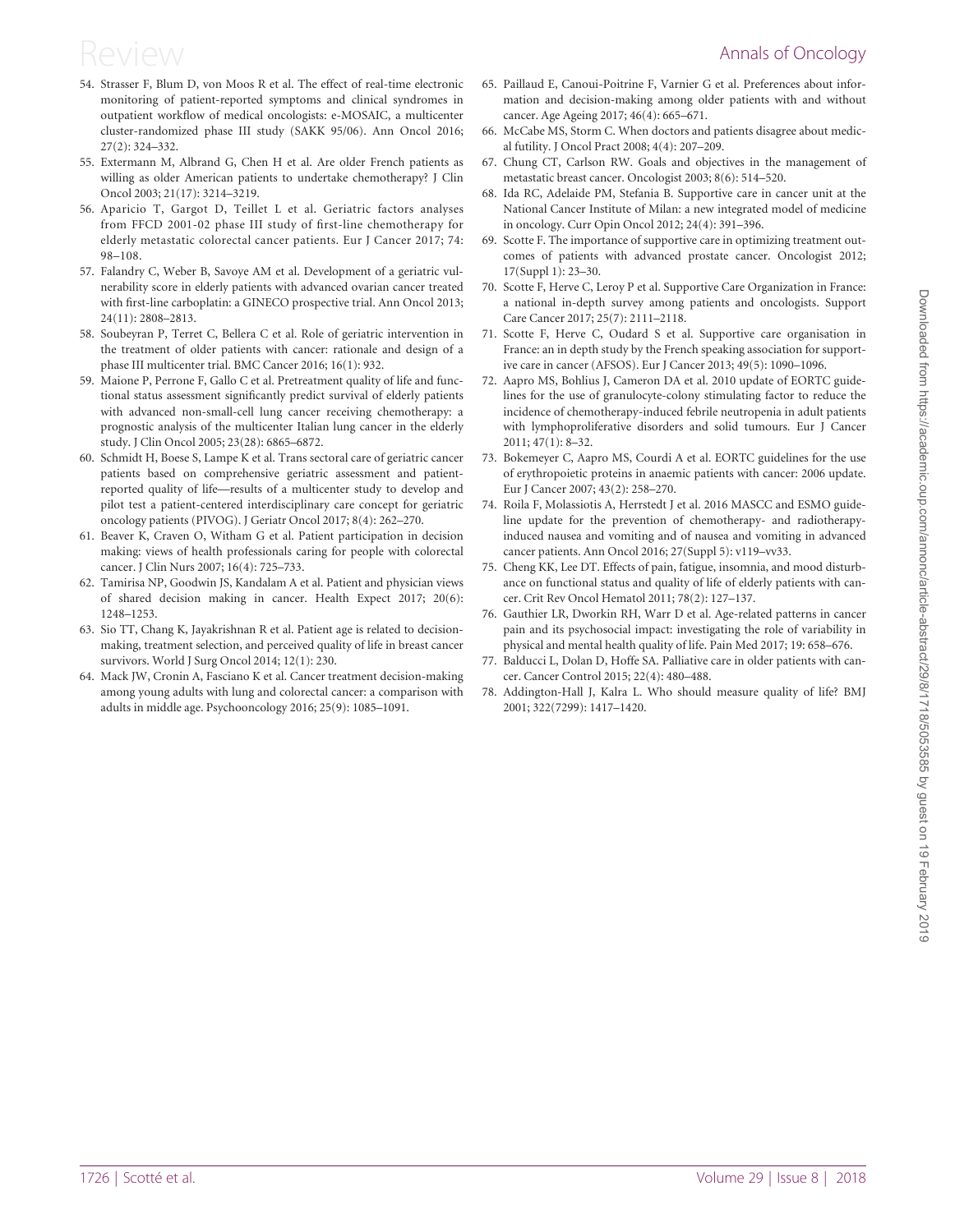54. Strasser F, Blum D, von Moos R et al. The effect of real-time electronic monitoring of patient-reported symptoms and clinical syndromes in outpatient workflow of medical oncologists: e-MOSAIC, a multicenter cluster-randomized phase III study (SAKK 95/06). Ann Oncol 2016; 27(2): 324–332.
55. Extermann M, Albrand G, Chen H et al. Are older French patients as willing as older American patients to undertake chemotherapy? J Clin Oncol 2003; 21(17): 3214–3219.
56. Aparicio T, Gargot D, Teillet L et al. Geriatric factors analyses from FFCD 2001-02 phase III study of first-line chemotherapy for elderly metastatic colorectal cancer patients. Eur J Cancer 2017; 74: 98–108.
57. Falandry C, Weber B, Savoye AM et al. Development of a geriatric vulnerability score in elderly patients with advanced ovarian cancer treated with first-line carboplatin: a GINECO prospective trial. Ann Oncol 2013; 24(11): 2808–2813.
58. Soubeyran P, Terret C, Bellera C et al. Role of geriatric intervention in the treatment of older patients with cancer: rationale and design of a phase III multicenter trial. BMC Cancer 2016; 16(1): 932.
59. Maione P, Perrone F, Gallo C et al. Pretreatment quality of life and functional status assessment significantly predict survival of elderly patients with advanced non-small-cell lung cancer receiving chemotherapy: a prognostic analysis of the multicenter Italian lung cancer in the elderly study. J Clin Oncol 2005; 23(28): 6865–6872.
60. Schmidt H, Boese S, Lampe K et al. Trans sectoral care of geriatric cancer patients based on comprehensive geriatric assessment and patient-reported quality of life—results of a multicenter study to develop and pilot test a patient-centered interdisciplinary care concept for geriatric oncology patients (PIVOG). J Geriatr Oncol 2017; 8(4): 262–270.
61. Beaver K, Craven O, Witham G et al. Patient participation in decision making: views of health professionals caring for people with colorectal cancer. J Clin Nurs 2007; 16(4): 725–733.
62. Tamirisa NP, Goodwin JS, Kandalam A et al. Patient and physician views of shared decision making in cancer. Health Expect 2017; 20(6): 1248–1253.
63. Sio TT, Chang K, Jayakrishnan R et al. Patient age is related to decision-making, treatment selection, and perceived quality of life in breast cancer survivors. World J Surg Oncol 2014; 12(1): 230.
64. Mack JW, Cronin A, Fasciano K et al. Cancer treatment decision-making among young adults with lung and colorectal cancer: a comparison with adults in middle age. Psychooncology 2016; 25(9): 1085–1091.
65. Paillaud E, Canoui-Poitrine F, Varnier G et al. Preferences about information and decision-making among older patients with and without cancer. Age Ageing 2017; 46(4): 665–671.
66. McCabe MS, Storm C. When doctors and patients disagree about medical futility. J Oncol Pract 2008; 4(4): 207–209.
67. Chung CT, Carlson RW. Goals and objectives in the management of metastatic breast cancer. Oncologist 2003; 8(6): 514–520.
68. Ida RC, Adelaide PM, Stefania B. Supportive care in cancer unit at the National Cancer Institute of Milan: a new integrated model of medicine in oncology. Curr Opin Oncol 2012; 24(4): 391–396.
69. Scotte F. The importance of supportive care in optimizing treatment outcomes of patients with advanced prostate cancer. Oncologist 2012; 17(Suppl 1): 23–30.
70. Scotte F, Herve C, Leroy P et al. Supportive Care Organization in France: a national in-depth survey among patients and oncologists. Support Care Cancer 2017; 25(7): 2111–2118.
71. Scotte F, Herve C, Oudard S et al. Supportive care organisation in France: an in depth study by the French speaking association for supportive care in cancer (AFSOS). Eur J Cancer 2013; 49(5): 1090–1096.
72. Aapro MS, Bohlius J, Cameron DA et al. 2010 update of EORTC guidelines for the use of granulocyte-colony stimulating factor to reduce the incidence of chemotherapy-induced febrile neutropenia in adult patients with lymphoproliferative disorders and solid tumours. Eur J Cancer 2011; 47(1): 8–32.
73. Bokemeyer C, Aapro MS, Courdi A et al. EORTC guidelines for the use of erythropoietic proteins in anaemic patients with cancer: 2006 update. Eur J Cancer 2007; 43(2): 258–270.
74. Roila F, Molassiotis A, Herrstedt J et al. 2016 MASCC and ESMO guideline update for the prevention of chemotherapy- and radiotherapy-induced nausea and vomiting and of nausea and vomiting in advanced cancer patients. Ann Oncol 2016; 27(Suppl 5): v119–vv33.
75. Cheng KK, Lee DT. Effects of pain, fatigue, insomnia, and mood disturbance on functional status and quality of life of elderly patients with cancer. Crit Rev Oncol Hematol 2011; 78(2): 127–137.
76. Gauthier LR, Dworkin RH, Warr D et al. Age-related patterns in cancer pain and its psychosocial impact: investigating the role of variability in physical and mental health quality of life. Pain Med 2017; 19: 658–676.
77. Balducci L, Dolan D, Hoffe SA. Palliative care in older patients with cancer. Cancer Control 2015; 22(4): 480–488.
78. Addington-Hall J, Kalra L. Who should measure quality of life? BMJ 2001; 322(7299): 1417–1420.